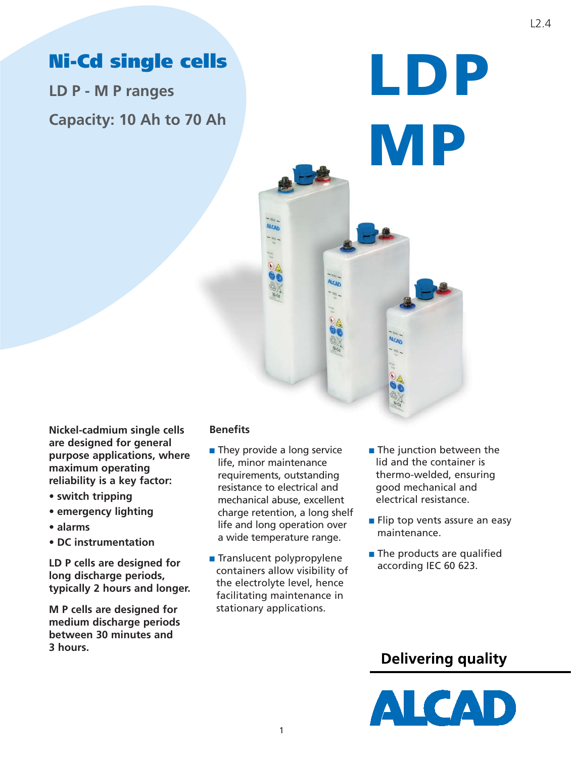# Ni-Cd single cells

## LD P - M P ranges

## Capacity: 10 Ah to 70 Ah

# LDP MP

**Nickel-cadmium single cells are designed for general purpose applications, where maximum operating reliability is a key factor:**

- **switch tripping**
- **emergency lighting**
- **alarms**
- **DC instrumentation**

**LD P cells are designed for long discharge periods, typically 2 hours and longer.**

**M P cells are designed for medium discharge periods between 30 minutes and 3 hours.**

### Benefits

- They provide a long service life, minor maintenance requirements, outstanding resistance to electrical and mechanical abuse, excellent charge retention, a long shelf life and long operation over a wide temperature range.
- Translucent polypropylene containers allow visibility of the electrolyte level, hence facilitating maintenance in stationary applications.
- The junction between the lid and the container is thermo-welded, ensuring good mechanical and electrical resistance.
- Flip top vents assure an easy maintenance.
- The products are qualified according IEC 60 623.

**Delivering quality**

ALCAD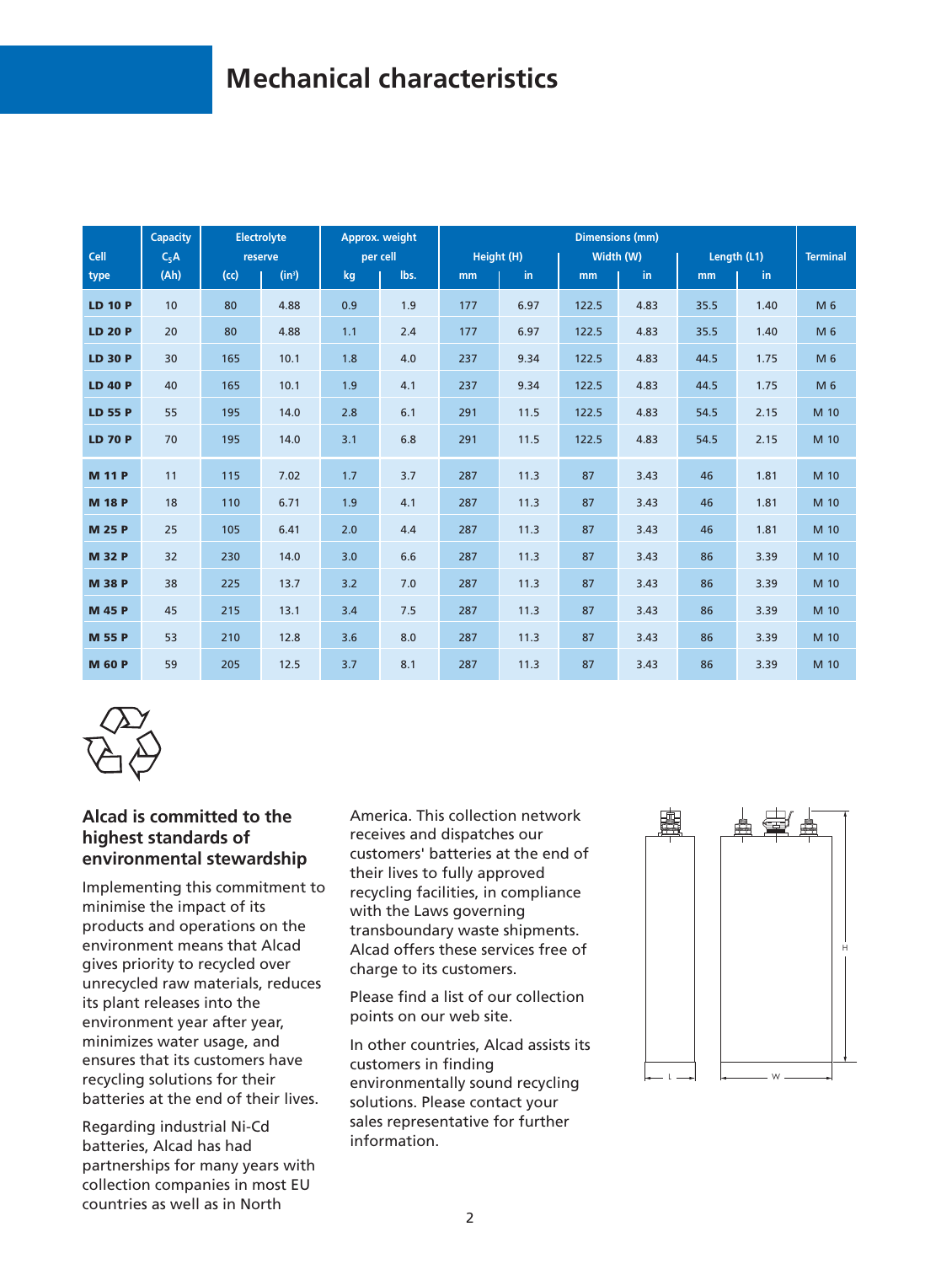# Mechanical characteristics

| Cell type | Capacity $C_5A$ (Ah) | Electrolyte reserve | | Approx. weight per cell | | Dimensions (mm) | | | | | | Terminal |
|---|---|---|---|---|---|---|---|---|---|---|---|---|
| | | | | | | Height (H) | | Width (W) | | Length (L1) | | |
| | | (cc) | (in³) | kg | lbs. | mm | in | mm | in | mm | in | |
| **LD 10 P** | 10 | 80 | 4.88 | 0.9 | 1.9 | 177 | 6.97 | 122.5 | 4.83 | 35.5 | 1.40 | M 6 |
| **LD 20 P** | 20 | 80 | 4.88 | 1.1 | 2.4 | 177 | 6.97 | 122.5 | 4.83 | 35.5 | 1.40 | M 6 |
| **LD 30 P** | 30 | 165 | 10.1 | 1.8 | 4.0 | 237 | 9.34 | 122.5 | 4.83 | 44.5 | 1.75 | M 6 |
| **LD 40 P** | 40 | 165 | 10.1 | 1.9 | 4.1 | 237 | 9.34 | 122.5 | 4.83 | 44.5 | 1.75 | M 6 |
| **LD 55 P** | 55 | 195 | 14.0 | 2.8 | 6.1 | 291 | 11.5 | 122.5 | 4.83 | 54.5 | 2.15 | M 10 |
| **LD 70 P** | 70 | 195 | 14.0 | 3.1 | 6.8 | 291 | 11.5 | 122.5 | 4.83 | 54.5 | 2.15 | M 10 |
| **M 11 P** | 11 | 115 | 7.02 | 1.7 | 3.7 | 287 | 11.3 | 87 | 3.43 | 46 | 1.81 | M 10 |
| **M 18 P** | 18 | 110 | 6.71 | 1.9 | 4.1 | 287 | 11.3 | 87 | 3.43 | 46 | 1.81 | M 10 |
| **M 25 P** | 25 | 105 | 6.41 | 2.0 | 4.4 | 287 | 11.3 | 87 | 3.43 | 46 | 1.81 | M 10 |
| **M 32 P** | 32 | 230 | 14.0 | 3.0 | 6.6 | 287 | 11.3 | 87 | 3.43 | 86 | 3.39 | M 10 |
| **M 38 P** | 38 | 225 | 13.7 | 3.2 | 7.0 | 287 | 11.3 | 87 | 3.43 | 86 | 3.39 | M 10 |
| **M 45 P** | 45 | 215 | 13.1 | 3.4 | 7.5 | 287 | 11.3 | 87 | 3.43 | 86 | 3.39 | M 10 |
| **M 55 P** | 53 | 210 | 12.8 | 3.6 | 8.0 | 287 | 11.3 | 87 | 3.43 | 86 | 3.39 | M 10 |
| **M 60 P** | 59 | 205 | 12.5 | 3.7 | 8.1 | 287 | 11.3 | 87 | 3.43 | 86 | 3.39 | M 10 |

## Alcad is committed to the highest standards of environmental stewardship

Implementing this commitment to minimise the impact of its products and operations on the environment means that Alcad gives priority to recycled over unrecycled raw materials, reduces its plant releases into the environment year after year, minimizes water usage, and ensures that its customers have recycling solutions for their batteries at the end of their lives.

Regarding industrial Ni-Cd batteries, Alcad has had partnerships for many years with collection companies in most EU countries as well as in North America. This collection network receives and dispatches our customers' batteries at the end of their lives to fully approved recycling facilities, in compliance with the Laws governing transboundary waste shipments. Alcad offers these services free of charge to its customers.

Please find a list of our collection points on our web site.

In other countries, Alcad assists its customers in finding environmentally sound recycling solutions. Please contact your sales representative for further information.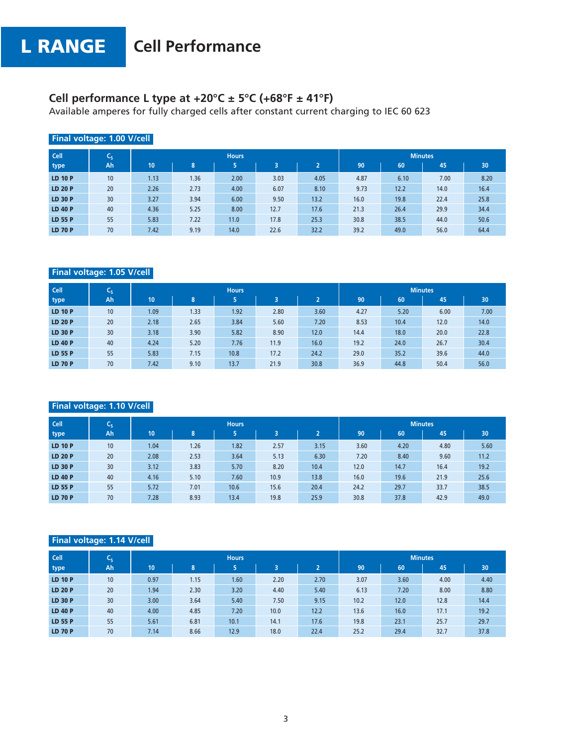# L RANGE Cell Performance

## Cell performance L type at +20°C ± 5°C (+68°F ± 41°F)

Available amperes for fully charged cells after constant current charging to IEC 60 623

### Final voltage: 1.00 V/cell

| Cell type | $C_5$ Ah | Hours | | | | | Minutes | | | |
|---|---|---|---|---|---|---|---|---|---|---|
| | | 10 | 8 | 5 | 3 | 2 | 90 | 60 | 45 | 30 |
| **LD 10 P** | 10 | 1.13 | 1.36 | 2.00 | 3.03 | 4.05 | 4.87 | 6.10 | 7.00 | 8.20 |
| **LD 20 P** | 20 | 2.26 | 2.73 | 4.00 | 6.07 | 8.10 | 9.73 | 12.2 | 14.0 | 16.4 |
| **LD 30 P** | 30 | 3.27 | 3.94 | 6.00 | 9.50 | 13.2 | 16.0 | 19.8 | 22.4 | 25.8 |
| **LD 40 P** | 40 | 4.36 | 5.25 | 8.00 | 12.7 | 17.6 | 21.3 | 26.4 | 29.9 | 34.4 |
| **LD 55 P** | 55 | 5.83 | 7.22 | 11.0 | 17.8 | 25.3 | 30.8 | 38.5 | 44.0 | 50.6 |
| **LD 70 P** | 70 | 7.42 | 9.19 | 14.0 | 22.6 | 32.2 | 39.2 | 49.0 | 56.0 | 64.4 |

### Final voltage: 1.05 V/cell

| Cell type | $C_5$ Ah | Hours | | | | | Minutes | | | |
|---|---|---|---|---|---|---|---|---|---|---|
| | | 10 | 8 | 5 | 3 | 2 | 90 | 60 | 45 | 30 |
| **LD 10 P** | 10 | 1.09 | 1.33 | 1.92 | 2.80 | 3.60 | 4.27 | 5.20 | 6.00 | 7.00 |
| **LD 20 P** | 20 | 2.18 | 2.65 | 3.84 | 5.60 | 7.20 | 8.53 | 10.4 | 12.0 | 14.0 |
| **LD 30 P** | 30 | 3.18 | 3.90 | 5.82 | 8.90 | 12.0 | 14.4 | 18.0 | 20.0 | 22.8 |
| **LD 40 P** | 40 | 4.24 | 5.20 | 7.76 | 11.9 | 16.0 | 19.2 | 24.0 | 26.7 | 30.4 |
| **LD 55 P** | 55 | 5.83 | 7.15 | 10.8 | 17.2 | 24.2 | 29.0 | 35.2 | 39.6 | 44.0 |
| **LD 70 P** | 70 | 7.42 | 9.10 | 13.7 | 21.9 | 30.8 | 36.9 | 44.8 | 50.4 | 56.0 |

### Final voltage: 1.10 V/cell

| Cell type | $C_5$ Ah | Hours | | | | | Minutes | | | |
|---|---|---|---|---|---|---|---|---|---|---|
| | | 10 | 8 | 5 | 3 | 2 | 90 | 60 | 45 | 30 |
| **LD 10 P** | 10 | 1.04 | 1.26 | 1.82 | 2.57 | 3.15 | 3.60 | 4.20 | 4.80 | 5.60 |
| **LD 20 P** | 20 | 2.08 | 2.53 | 3.64 | 5.13 | 6.30 | 7.20 | 8.40 | 9.60 | 11.2 |
| **LD 30 P** | 30 | 3.12 | 3.83 | 5.70 | 8.20 | 10.4 | 12.0 | 14.7 | 16.4 | 19.2 |
| **LD 40 P** | 40 | 4.16 | 5.10 | 7.60 | 10.9 | 13.8 | 16.0 | 19.6 | 21.9 | 25.6 |
| **LD 55 P** | 55 | 5.72 | 7.01 | 10.6 | 15.6 | 20.4 | 24.2 | 29.7 | 33.7 | 38.5 |
| **LD 70 P** | 70 | 7.28 | 8.93 | 13.4 | 19.8 | 25.9 | 30.8 | 37.8 | 42.9 | 49.0 |

### Final voltage: 1.14 V/cell

| Cell type | $C_5$ Ah | Hours | | | | | Minutes | | | |
|---|---|---|---|---|---|---|---|---|---|---|
| | | 10 | 8 | 5 | 3 | 2 | 90 | 60 | 45 | 30 |
| **LD 10 P** | 10 | 0.97 | 1.15 | 1.60 | 2.20 | 2.70 | 3.07 | 3.60 | 4.00 | 4.40 |
| **LD 20 P** | 20 | 1.94 | 2.30 | 3.20 | 4.40 | 5.40 | 6.13 | 7.20 | 8.00 | 8.80 |
| **LD 30 P** | 30 | 3.00 | 3.64 | 5.40 | 7.50 | 9.15 | 10.2 | 12.0 | 12.8 | 14.4 |
| **LD 40 P** | 40 | 4.00 | 4.85 | 7.20 | 10.0 | 12.2 | 13.6 | 16.0 | 17.1 | 19.2 |
| **LD 55 P** | 55 | 5.61 | 6.81 | 10.1 | 14.1 | 17.6 | 19.8 | 23.1 | 25.7 | 29.7 |
| **LD 70 P** | 70 | 7.14 | 8.66 | 12.9 | 18.0 | 22.4 | 25.2 | 29.4 | 32.7 | 37.8 |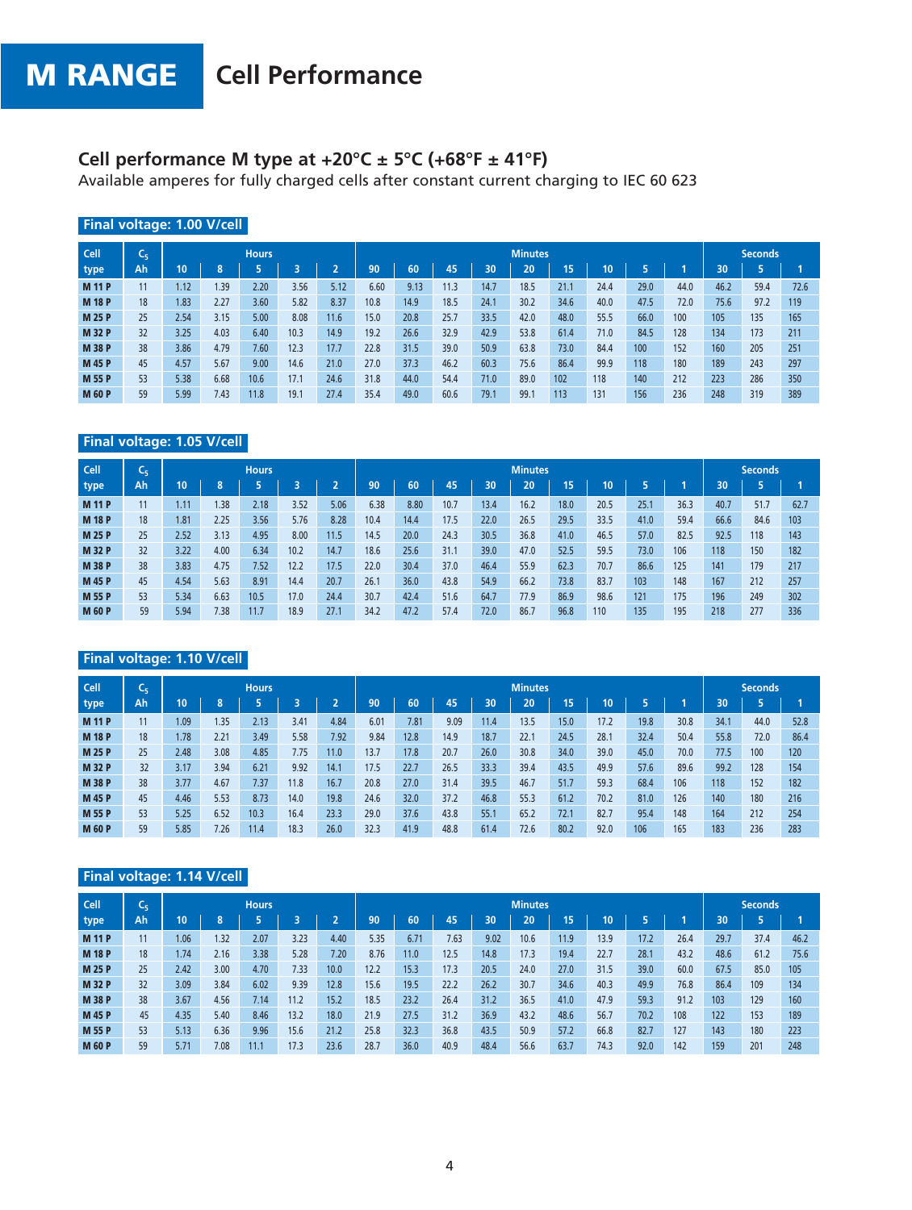# M RANGE Cell Performance

## Cell performance M type at +20°C ± 5°C (+68°F ± 41°F)

Available amperes for fully charged cells after constant current charging to IEC 60 623

### Final voltage: 1.00 V/cell

| Cell | $C_5$ | Hours | | | | | Minutes | | | | | | | | | | Seconds | | |
|---|---|---|---|---|---|---|---|---|---|---|---|---|---|---|---|---|---|---|---|
| type | Ah | 10 | 8 | 5 | 3 | 2 | 90 | 60 | 45 | 30 | 20 | 15 | 10 | 5 | 1 | 30 | 5 | 1 |
| **M 11 P** | 11 | 1.12 | 1.39 | 2.20 | 3.56 | 5.12 | 6.60 | 9.13 | 11.3 | 14.7 | 18.5 | 21.1 | 24.4 | 29.0 | 44.0 | 46.2 | 59.4 | 72.6 |
| **M 18 P** | 18 | 1.83 | 2.27 | 3.60 | 5.82 | 8.37 | 10.8 | 14.9 | 18.5 | 24.1 | 30.2 | 34.6 | 40.0 | 47.5 | 72.0 | 75.6 | 97.2 | 119 |
| **M 25 P** | 25 | 2.54 | 3.15 | 5.00 | 8.08 | 11.6 | 15.0 | 20.8 | 25.7 | 33.5 | 42.0 | 48.0 | 55.5 | 66.0 | 100 | 105 | 135 | 165 |
| **M 32 P** | 32 | 3.25 | 4.03 | 6.40 | 10.3 | 14.9 | 19.2 | 26.6 | 32.9 | 42.9 | 53.8 | 61.4 | 71.0 | 84.5 | 128 | 134 | 173 | 211 |
| **M 38 P** | 38 | 3.86 | 4.79 | 7.60 | 12.3 | 17.7 | 22.8 | 31.5 | 39.0 | 50.9 | 63.8 | 73.0 | 84.4 | 100 | 152 | 160 | 205 | 251 |
| **M 45 P** | 45 | 4.57 | 5.67 | 9.00 | 14.6 | 21.0 | 27.0 | 37.3 | 46.2 | 60.3 | 75.6 | 86.4 | 99.9 | 118 | 180 | 189 | 243 | 297 |
| **M 55 P** | 53 | 5.38 | 6.68 | 10.6 | 17.1 | 24.6 | 31.8 | 44.0 | 54.4 | 71.0 | 89.0 | 102 | 118 | 140 | 212 | 223 | 286 | 350 |
| **M 60 P** | 59 | 5.99 | 7.43 | 11.8 | 19.1 | 27.4 | 35.4 | 49.0 | 60.6 | 79.1 | 99.1 | 113 | 131 | 156 | 236 | 248 | 319 | 389 |

### Final voltage: 1.05 V/cell

| Cell | $C_5$ | Hours | | | | | Minutes | | | | | | | | | | Seconds | | |
|---|---|---|---|---|---|---|---|---|---|---|---|---|---|---|---|---|---|---|---|
| type | Ah | 10 | 8 | 5 | 3 | 2 | 90 | 60 | 45 | 30 | 20 | 15 | 10 | 5 | 1 | 30 | 5 | 1 |
| **M 11 P** | 11 | 1.11 | 1.38 | 2.18 | 3.52 | 5.06 | 6.38 | 8.80 | 10.7 | 13.4 | 16.2 | 18.0 | 20.5 | 25.1 | 36.3 | 40.7 | 51.7 | 62.7 |
| **M 18 P** | 18 | 1.81 | 2.25 | 3.56 | 5.76 | 8.28 | 10.4 | 14.4 | 17.5 | 22.0 | 26.5 | 29.5 | 33.5 | 41.0 | 59.4 | 66.6 | 84.6 | 103 |
| **M 25 P** | 25 | 2.52 | 3.13 | 4.95 | 8.00 | 11.5 | 14.5 | 20.0 | 24.3 | 30.5 | 36.8 | 41.0 | 46.5 | 57.0 | 82.5 | 92.5 | 118 | 143 |
| **M 32 P** | 32 | 3.22 | 4.00 | 6.34 | 10.2 | 14.7 | 18.6 | 25.6 | 31.1 | 39.0 | 47.0 | 52.5 | 59.5 | 73.0 | 106 | 118 | 150 | 182 |
| **M 38 P** | 38 | 3.83 | 4.75 | 7.52 | 12.2 | 17.5 | 22.0 | 30.4 | 37.0 | 46.4 | 55.9 | 62.3 | 70.7 | 86.6 | 125 | 141 | 179 | 217 |
| **M 45 P** | 45 | 4.54 | 5.63 | 8.91 | 14.4 | 20.7 | 26.1 | 36.0 | 43.8 | 54.9 | 66.2 | 73.8 | 83.7 | 103 | 148 | 167 | 212 | 257 |
| **M 55 P** | 53 | 5.34 | 6.63 | 10.5 | 17.0 | 24.4 | 30.7 | 42.4 | 51.6 | 64.7 | 77.9 | 86.9 | 98.6 | 121 | 175 | 196 | 249 | 302 |
| **M 60 P** | 59 | 5.94 | 7.38 | 11.7 | 18.9 | 27.1 | 34.2 | 47.2 | 57.4 | 72.0 | 86.7 | 96.8 | 110 | 135 | 195 | 218 | 277 | 336 |

### Final voltage: 1.10 V/cell

| Cell | $C_5$ | Hours | | | | | Minutes | | | | | | | | | | Seconds | | |
|---|---|---|---|---|---|---|---|---|---|---|---|---|---|---|---|---|---|---|---|
| type | Ah | 10 | 8 | 5 | 3 | 2 | 90 | 60 | 45 | 30 | 20 | 15 | 10 | 5 | 1 | 30 | 5 | 1 |
| **M 11 P** | 11 | 1.09 | 1.35 | 2.13 | 3.41 | 4.84 | 6.01 | 7.81 | 9.09 | 11.4 | 13.5 | 15.0 | 17.2 | 19.8 | 30.8 | 34.1 | 44.0 | 52.8 |
| **M 18 P** | 18 | 1.78 | 2.21 | 3.49 | 5.58 | 7.92 | 9.84 | 12.8 | 14.9 | 18.7 | 22.1 | 24.5 | 28.1 | 32.4 | 50.4 | 55.8 | 72.0 | 86.4 |
| **M 25 P** | 25 | 2.48 | 3.08 | 4.85 | 7.75 | 11.0 | 13.7 | 17.8 | 20.7 | 26.0 | 30.8 | 34.0 | 39.0 | 45.0 | 70.0 | 77.5 | 100 | 120 |
| **M 32 P** | 32 | 3.17 | 3.94 | 6.21 | 9.92 | 14.1 | 17.5 | 22.7 | 26.5 | 33.3 | 39.4 | 43.5 | 49.9 | 57.6 | 89.6 | 99.2 | 128 | 154 |
| **M 38 P** | 38 | 3.77 | 4.67 | 7.37 | 11.8 | 16.7 | 20.8 | 27.0 | 31.4 | 39.5 | 46.7 | 51.7 | 59.3 | 68.4 | 106 | 118 | 152 | 182 |
| **M 45 P** | 45 | 4.46 | 5.53 | 8.73 | 14.0 | 19.8 | 24.6 | 32.0 | 37.2 | 46.8 | 55.3 | 61.2 | 70.2 | 81.0 | 126 | 140 | 180 | 216 |
| **M 55 P** | 53 | 5.25 | 6.52 | 10.3 | 16.4 | 23.3 | 29.0 | 37.6 | 43.8 | 55.1 | 65.2 | 72.1 | 82.7 | 95.4 | 148 | 164 | 212 | 254 |
| **M 60 P** | 59 | 5.85 | 7.26 | 11.4 | 18.3 | 26.0 | 32.3 | 41.9 | 48.8 | 61.4 | 72.6 | 80.2 | 92.0 | 106 | 165 | 183 | 236 | 283 |

### Final voltage: 1.14 V/cell

| Cell | $C_5$ | Hours | | | | | Minutes | | | | | | | | | | Seconds | | |
|---|---|---|---|---|---|---|---|---|---|---|---|---|---|---|---|---|---|---|---|
| type | Ah | 10 | 8 | 5 | 3 | 2 | 90 | 60 | 45 | 30 | 20 | 15 | 10 | 5 | 1 | 30 | 5 | 1 |
| **M 11 P** | 11 | 1.06 | 1.32 | 2.07 | 3.23 | 4.40 | 5.35 | 6.71 | 7.63 | 9.02 | 10.6 | 11.9 | 13.9 | 17.2 | 26.4 | 29.7 | 37.4 | 46.2 |
| **M 18 P** | 18 | 1.74 | 2.16 | 3.38 | 5.28 | 7.20 | 8.76 | 11.0 | 12.5 | 14.8 | 17.3 | 19.4 | 22.7 | 28.1 | 43.2 | 48.6 | 61.2 | 75.6 |
| **M 25 P** | 25 | 2.42 | 3.00 | 4.70 | 7.33 | 10.0 | 12.2 | 15.3 | 17.3 | 20.5 | 24.0 | 27.0 | 31.5 | 39.0 | 60.0 | 67.5 | 85.0 | 105 |
| **M 32 P** | 32 | 3.09 | 3.84 | 6.02 | 9.39 | 12.8 | 15.6 | 19.5 | 22.2 | 26.2 | 30.7 | 34.6 | 40.3 | 49.9 | 76.8 | 86.4 | 109 | 134 |
| **M 38 P** | 38 | 3.67 | 4.56 | 7.14 | 11.2 | 15.2 | 18.5 | 23.2 | 26.4 | 31.2 | 36.5 | 41.0 | 47.9 | 59.3 | 91.2 | 103 | 129 | 160 |
| **M 45 P** | 45 | 4.35 | 5.40 | 8.46 | 13.2 | 18.0 | 21.9 | 27.5 | 31.2 | 36.9 | 43.2 | 48.6 | 56.7 | 70.2 | 108 | 122 | 153 | 189 |
| **M 55 P** | 53 | 5.13 | 6.36 | 9.96 | 15.6 | 21.2 | 25.8 | 32.3 | 36.8 | 43.5 | 50.9 | 57.2 | 66.8 | 82.7 | 127 | 143 | 180 | 223 |
| **M 60 P** | 59 | 5.71 | 7.08 | 11.1 | 17.3 | 23.6 | 28.7 | 36.0 | 40.9 | 48.4 | 56.6 | 63.7 | 74.3 | 92.0 | 142 | 159 | 201 | 248 |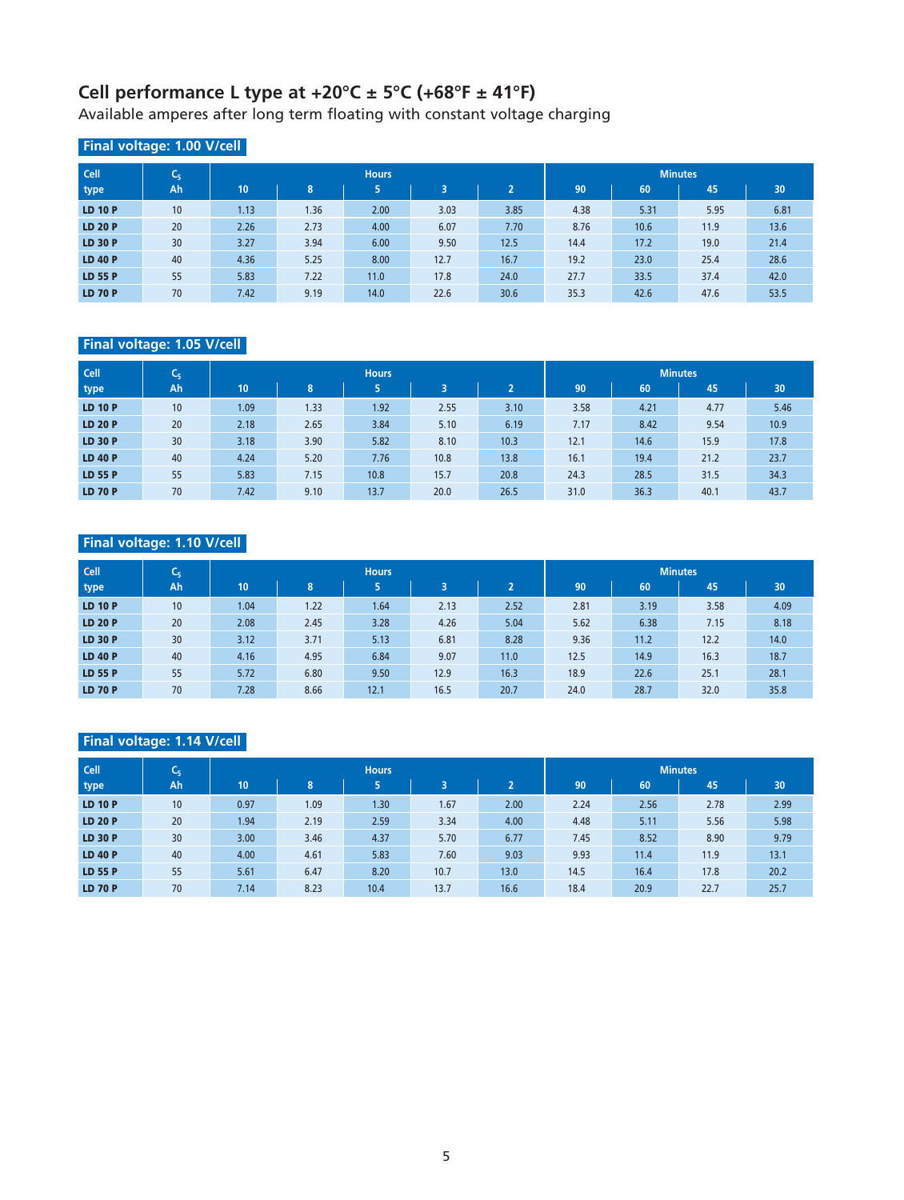## Cell performance L type at +20°C ± 5°C (+68°F ± 41°F)

Available amperes after long term floating with constant voltage charging

### Final voltage: 1.00 V/cell

| Cell type | $C_5$ Ah | Hours | | | | | Minutes | | | |
|---|---|---|---|---|---|---|---|---|---|---|
| | | 10 | 8 | 5 | 3 | 2 | 90 | 60 | 45 | 30 |
| **LD 10 P** | 10 | 1.13 | 1.36 | 2.00 | 3.03 | 3.85 | 4.38 | 5.31 | 5.95 | 6.81 |
| **LD 20 P** | 20 | 2.26 | 2.73 | 4.00 | 6.07 | 7.70 | 8.76 | 10.6 | 11.9 | 13.6 |
| **LD 30 P** | 30 | 3.27 | 3.94 | 6.00 | 9.50 | 12.5 | 14.4 | 17.2 | 19.0 | 21.4 |
| **LD 40 P** | 40 | 4.36 | 5.25 | 8.00 | 12.7 | 16.7 | 19.2 | 23.0 | 25.4 | 28.6 |
| **LD 55 P** | 55 | 5.83 | 7.22 | 11.0 | 17.8 | 24.0 | 27.7 | 33.5 | 37.4 | 42.0 |
| **LD 70 P** | 70 | 7.42 | 9.19 | 14.0 | 22.6 | 30.6 | 35.3 | 42.6 | 47.6 | 53.5 |

### Final voltage: 1.05 V/cell

| Cell type | $C_5$ Ah | Hours | | | | | Minutes | | | |
|---|---|---|---|---|---|---|---|---|---|---|
| | | 10 | 8 | 5 | 3 | 2 | 90 | 60 | 45 | 30 |
| **LD 10 P** | 10 | 1.09 | 1.33 | 1.92 | 2.55 | 3.10 | 3.58 | 4.21 | 4.77 | 5.46 |
| **LD 20 P** | 20 | 2.18 | 2.65 | 3.84 | 5.10 | 6.19 | 7.17 | 8.42 | 9.54 | 10.9 |
| **LD 30 P** | 30 | 3.18 | 3.90 | 5.82 | 8.10 | 10.3 | 12.1 | 14.6 | 15.9 | 17.8 |
| **LD 40 P** | 40 | 4.24 | 5.20 | 7.76 | 10.8 | 13.8 | 16.1 | 19.4 | 21.2 | 23.7 |
| **LD 55 P** | 55 | 5.83 | 7.15 | 10.8 | 15.7 | 20.8 | 24.3 | 28.5 | 31.5 | 34.3 |
| **LD 70 P** | 70 | 7.42 | 9.10 | 13.7 | 20.0 | 26.5 | 31.0 | 36.3 | 40.1 | 43.7 |

### Final voltage: 1.10 V/cell

| Cell type | $C_5$ Ah | Hours | | | | | Minutes | | | |
|---|---|---|---|---|---|---|---|---|---|---|
| | | 10 | 8 | 5 | 3 | 2 | 90 | 60 | 45 | 30 |
| **LD 10 P** | 10 | 1.04 | 1.22 | 1.64 | 2.13 | 2.52 | 2.81 | 3.19 | 3.58 | 4.09 |
| **LD 20 P** | 20 | 2.08 | 2.45 | 3.28 | 4.26 | 5.04 | 5.62 | 6.38 | 7.15 | 8.18 |
| **LD 30 P** | 30 | 3.12 | 3.71 | 5.13 | 6.81 | 8.28 | 9.36 | 11.2 | 12.2 | 14.0 |
| **LD 40 P** | 40 | 4.16 | 4.95 | 6.84 | 9.07 | 11.0 | 12.5 | 14.9 | 16.3 | 18.7 |
| **LD 55 P** | 55 | 5.72 | 6.80 | 9.50 | 12.9 | 16.3 | 18.9 | 22.6 | 25.1 | 28.1 |
| **LD 70 P** | 70 | 7.28 | 8.66 | 12.1 | 16.5 | 20.7 | 24.0 | 28.7 | 32.0 | 35.8 |

### Final voltage: 1.14 V/cell

| Cell type | $C_5$ Ah | Hours | | | | | Minutes | | | |
|---|---|---|---|---|---|---|---|---|---|---|
| | | 10 | 8 | 5 | 3 | 2 | 90 | 60 | 45 | 30 |
| **LD 10 P** | 10 | 0.97 | 1.09 | 1.30 | 1.67 | 2.00 | 2.24 | 2.56 | 2.78 | 2.99 |
| **LD 20 P** | 20 | 1.94 | 2.19 | 2.59 | 3.34 | 4.00 | 4.48 | 5.11 | 5.56 | 5.98 |
| **LD 30 P** | 30 | 3.00 | 3.46 | 4.37 | 5.70 | 6.77 | 7.45 | 8.52 | 8.90 | 9.79 |
| **LD 40 P** | 40 | 4.00 | 4.61 | 5.83 | 7.60 | 9.03 | 9.93 | 11.4 | 11.9 | 13.1 |
| **LD 55 P** | 55 | 5.61 | 6.47 | 8.20 | 10.7 | 13.0 | 14.5 | 16.4 | 17.8 | 20.2 |
| **LD 70 P** | 70 | 7.14 | 8.23 | 10.4 | 13.7 | 16.6 | 18.4 | 20.9 | 22.7 | 25.7 |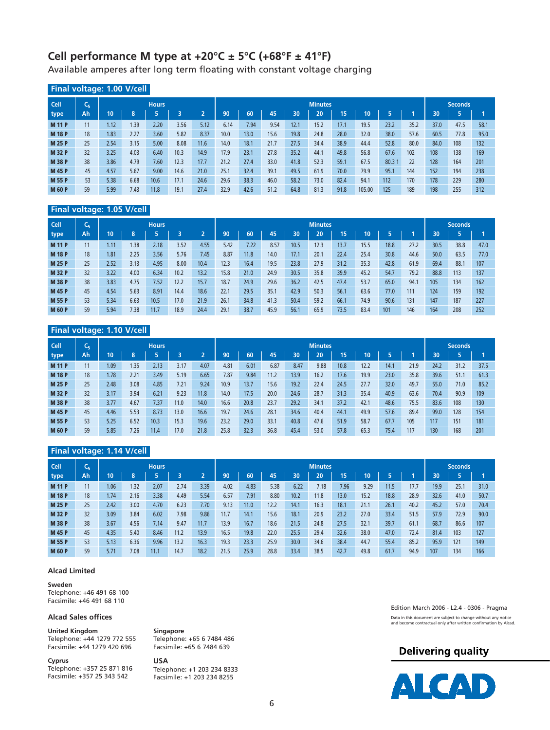## Cell performance M type at +20°C ± 5°C (+68°F ± 41°F)

Available amperes after long term floating with constant voltage charging

### Final voltage: 1.00 V/cell

| Cell | $C_5$ | Hours | | | | | Minutes | | | | | | | | | Seconds | | |
|---|---|---|---|---|---|---|---|---|---|---|---|---|---|---|---|---|---|---|
| type | Ah | 10 | 8 | 5 | 3 | 2 | 90 | 60 | 45 | 30 | 20 | 15 | 10 | 5 | 1 | 30 | 5 | 1 |
| **M 11 P** | 11 | 1.12 | 1.39 | 2.20 | 3.56 | 5.12 | 6.14 | 7.94 | 9.54 | 12.1 | 15.2 | 17.1 | 19.5 | 23.2 | 35.2 | 37.0 | 47.5 | 58.1 |
| **M 18 P** | 18 | 1.83 | 2.27 | 3.60 | 5.82 | 8.37 | 10.0 | 13.0 | 15.6 | 19.8 | 24.8 | 28.0 | 32.0 | 38.0 | 57.6 | 60.5 | 77.8 | 95.0 |
| **M 25 P** | 25 | 2.54 | 3.15 | 5.00 | 8.08 | 11.6 | 14.0 | 18.1 | 21.7 | 27.5 | 34.4 | 38.9 | 44.4 | 52.8 | 80.0 | 84.0 | 108 | 132 |
| **M 32 P** | 32 | 3.25 | 4.03 | 6.40 | 10.3 | 14.9 | 17.9 | 23.1 | 27.8 | 35.2 | 44.1 | 49.8 | 56.8 | 67.6 | 102 | 108 | 138 | 169 |
| **M 38 P** | 38 | 3.86 | 4.79 | 7.60 | 12.3 | 17.7 | 21.2 | 27.4 | 33.0 | 41.8 | 52.3 | 59.1 | 67.5 | 80.3 1 | 22 | 128 | 164 | 201 |
| **M 45 P** | 45 | 4.57 | 5.67 | 9.00 | 14.6 | 21.0 | 25.1 | 32.4 | 39.1 | 49.5 | 61.9 | 70.0 | 79.9 | 95.1 | 144 | 152 | 194 | 238 |
| **M 55 P** | 53 | 5.38 | 6.68 | 10.6 | 17.1 | 24.6 | 29.6 | 38.3 | 46.0 | 58.2 | 73.0 | 82.4 | 94.1 | 112 | 170 | 178 | 229 | 280 |
| **M 60 P** | 59 | 5.99 | 7.43 | 11.8 | 19.1 | 27.4 | 32.9 | 42.6 | 51.2 | 64.8 | 81.3 | 91.8 | 105.00 | 125 | 189 | 198 | 255 | 312 |

### Final voltage: 1.05 V/cell

| Cell | $C_5$ | Hours | | | | | Minutes | | | | | | | | | Seconds | | |
|---|---|---|---|---|---|---|---|---|---|---|---|---|---|---|---|---|---|---|
| type | Ah | 10 | 8 | 5 | 3 | 2 | 90 | 60 | 45 | 30 | 20 | 15 | 10 | 5 | 1 | 30 | 5 | 1 |
| **M 11 P** | 11 | 1.11 | 1.38 | 2.18 | 3.52 | 4.55 | 5.42 | 7.22 | 8.57 | 10.5 | 12.3 | 13.7 | 15.5 | 18.8 | 27.2 | 30.5 | 38.8 | 47.0 |
| **M 18 P** | 18 | 1.81 | 2.25 | 3.56 | 5.76 | 7.45 | 8.87 | 11.8 | 14.0 | 17.1 | 20.1 | 22.4 | 25.4 | 30.8 | 44.6 | 50.0 | 63.5 | 77.0 |
| **M 25 P** | 25 | 2.52 | 3.13 | 4.95 | 8.00 | 10.4 | 12.3 | 16.4 | 19.5 | 23.8 | 27.9 | 31.2 | 35.3 | 42.8 | 61.9 | 69.4 | 88.1 | 107 |
| **M 32 P** | 32 | 3.22 | 4.00 | 6.34 | 10.2 | 13.2 | 15.8 | 21.0 | 24.9 | 30.5 | 35.8 | 39.9 | 45.2 | 54.7 | 79.2 | 88.8 | 113 | 137 |
| **M 38 P** | 38 | 3.83 | 4.75 | 7.52 | 12.2 | 15.7 | 18.7 | 24.9 | 29.6 | 36.2 | 42.5 | 47.4 | 53.7 | 65.0 | 94.1 | 105 | 134 | 162 |
| **M 45 P** | 45 | 4.54 | 5.63 | 8.91 | 14.4 | 18.6 | 22.1 | 29.5 | 35.1 | 42.9 | 50.3 | 56.1 | 63.6 | 77.0 | 111 | 124 | 159 | 192 |
| **M 55 P** | 53 | 5.34 | 6.63 | 10.5 | 17.0 | 21.9 | 26.1 | 34.8 | 41.3 | 50.4 | 59.2 | 66.1 | 74.9 | 90.6 | 131 | 147 | 187 | 227 |
| **M 60 P** | 59 | 5.94 | 7.38 | 11.7 | 18.9 | 24.4 | 29.1 | 38.7 | 45.9 | 56.1 | 65.9 | 73.5 | 83.4 | 101 | 146 | 164 | 208 | 252 |

### Final voltage: 1.10 V/cell

| Cell | $C_5$ | Hours | | | | | Minutes | | | | | | | | | Seconds | | |
|---|---|---|---|---|---|---|---|---|---|---|---|---|---|---|---|---|---|---|
| type | Ah | 10 | 8 | 5 | 3 | 2 | 90 | 60 | 45 | 30 | 20 | 15 | 10 | 5 | 1 | 30 | 5 | 1 |
| **M 11 P** | 11 | 1.09 | 1.35 | 2.13 | 3.17 | 4.07 | 4.81 | 6.01 | 6.87 | 8.47 | 9.88 | 10.8 | 12.2 | 14.1 | 21.9 | 24.2 | 31.2 | 37.5 |
| **M 18 P** | 18 | 1.78 | 2.21 | 3.49 | 5.19 | 6.65 | 7.87 | 9.84 | 11.2 | 13.9 | 16.2 | 17.6 | 19.9 | 23.0 | 35.8 | 39.6 | 51.1 | 61.3 |
| **M 25 P** | 25 | 2.48 | 3.08 | 4.85 | 7.21 | 9.24 | 10.9 | 13.7 | 15.6 | 19.2 | 22.4 | 24.5 | 27.7 | 32.0 | 49.7 | 55.0 | 71.0 | 85.2 |
| **M 32 P** | 32 | 3.17 | 3.94 | 6.21 | 9.23 | 11.8 | 14.0 | 17.5 | 20.0 | 24.6 | 28.7 | 31.3 | 35.4 | 40.9 | 63.6 | 70.4 | 90.9 | 109 |
| **M 38 P** | 38 | 3.77 | 4.67 | 7.37 | 11.0 | 14.0 | 16.6 | 20.8 | 23.7 | 29.2 | 34.1 | 37.2 | 42.1 | 48.6 | 75.5 | 83.6 | 108 | 130 |
| **M 45 P** | 45 | 4.46 | 5.53 | 8.73 | 13.0 | 16.6 | 19.7 | 24.6 | 28.1 | 34.6 | 40.4 | 44.1 | 49.9 | 57.6 | 89.4 | 99.0 | 128 | 154 |
| **M 55 P** | 53 | 5.25 | 6.52 | 10.3 | 15.3 | 19.6 | 23.2 | 29.0 | 33.1 | 40.8 | 47.6 | 51.9 | 58.7 | 67.7 | 105 | 117 | 151 | 181 |
| **M 60 P** | 59 | 5.85 | 7.26 | 11.4 | 17.0 | 21.8 | 25.8 | 32.3 | 36.8 | 45.4 | 53.0 | 57.8 | 65.3 | 75.4 | 117 | 130 | 168 | 201 |

### Final voltage: 1.14 V/cell

| Cell | $C_5$ | Hours | | | | | Minutes | | | | | | | | | Seconds | | |
|---|---|---|---|---|---|---|---|---|---|---|---|---|---|---|---|---|---|---|
| type | Ah | 10 | 8 | 5 | 3 | 2 | 90 | 60 | 45 | 30 | 20 | 15 | 10 | 5 | 1 | 30 | 5 | 1 |
| **M 11 P** | 11 | 1.06 | 1.32 | 2.07 | 2.74 | 3.39 | 4.02 | 4.83 | 5.38 | 6.22 | 7.18 | 7.96 | 9.29 | 11.5 | 17.7 | 19.9 | 25.1 | 31.0 |
| **M 18 P** | 18 | 1.74 | 2.16 | 3.38 | 4.49 | 5.54 | 6.57 | 7.91 | 8.80 | 10.2 | 11.8 | 13.0 | 15.2 | 18.8 | 28.9 | 32.6 | 41.0 | 50.7 |
| **M 25 P** | 25 | 2.42 | 3.00 | 4.70 | 6.23 | 7.70 | 9.13 | 11.0 | 12.2 | 14.1 | 16.3 | 18.1 | 21.1 | 26.1 | 40.2 | 45.2 | 57.0 | 70.4 |
| **M 32 P** | 32 | 3.09 | 3.84 | 6.02 | 7.98 | 9.86 | 11.7 | 14.1 | 15.6 | 18.1 | 20.9 | 23.2 | 27.0 | 33.4 | 51.5 | 57.9 | 72.9 | 90.0 |
| **M 38 P** | 38 | 3.67 | 4.56 | 7.14 | 9.47 | 11.7 | 13.9 | 16.7 | 18.6 | 21.5 | 24.8 | 27.5 | 32.1 | 39.7 | 61.1 | 68.7 | 86.6 | 107 |
| **M 45 P** | 45 | 4.35 | 5.40 | 8.46 | 11.2 | 13.9 | 16.5 | 19.8 | 22.0 | 25.5 | 29.4 | 32.6 | 38.0 | 47.0 | 72.4 | 81.4 | 103 | 127 |
| **M 55 P** | 53 | 5.13 | 6.36 | 9.96 | 13.2 | 16.3 | 19.3 | 23.3 | 25.9 | 30.0 | 34.6 | 38.4 | 44.7 | 55.4 | 85.2 | 95.9 | 121 | 149 |
| **M 60 P** | 59 | 5.71 | 7.08 | 11.1 | 14.7 | 18.2 | 21.5 | 25.9 | 28.8 | 33.4 | 38.5 | 42.7 | 49.8 | 61.7 | 94.9 | 107 | 134 | 166 |

**Alcad Limited**

**Sweden**
Telephone: +46 491 68 100
Facsimile: +46 491 68 110

**Alcad Sales offices**

**United Kingdom**
Telephone: +44 1279 772 555
Facsimile: +44 1279 420 696

**Cyprus**
Telephone: +357 25 871 816
Facsimile: +357 25 343 542

**Singapore**
Telephone: +65 6 7484 486
Facsimile: +65 6 7484 639

**USA**
Telephone: +1 203 234 8333
Facsimile: +1 203 234 8255

Edition March 2006 - L2.4 - 0306 - Pragma

Data in this document are subject to change without any notice and become contractual only after written confirmation by Alcad.

**Delivering quality**

ALCAD